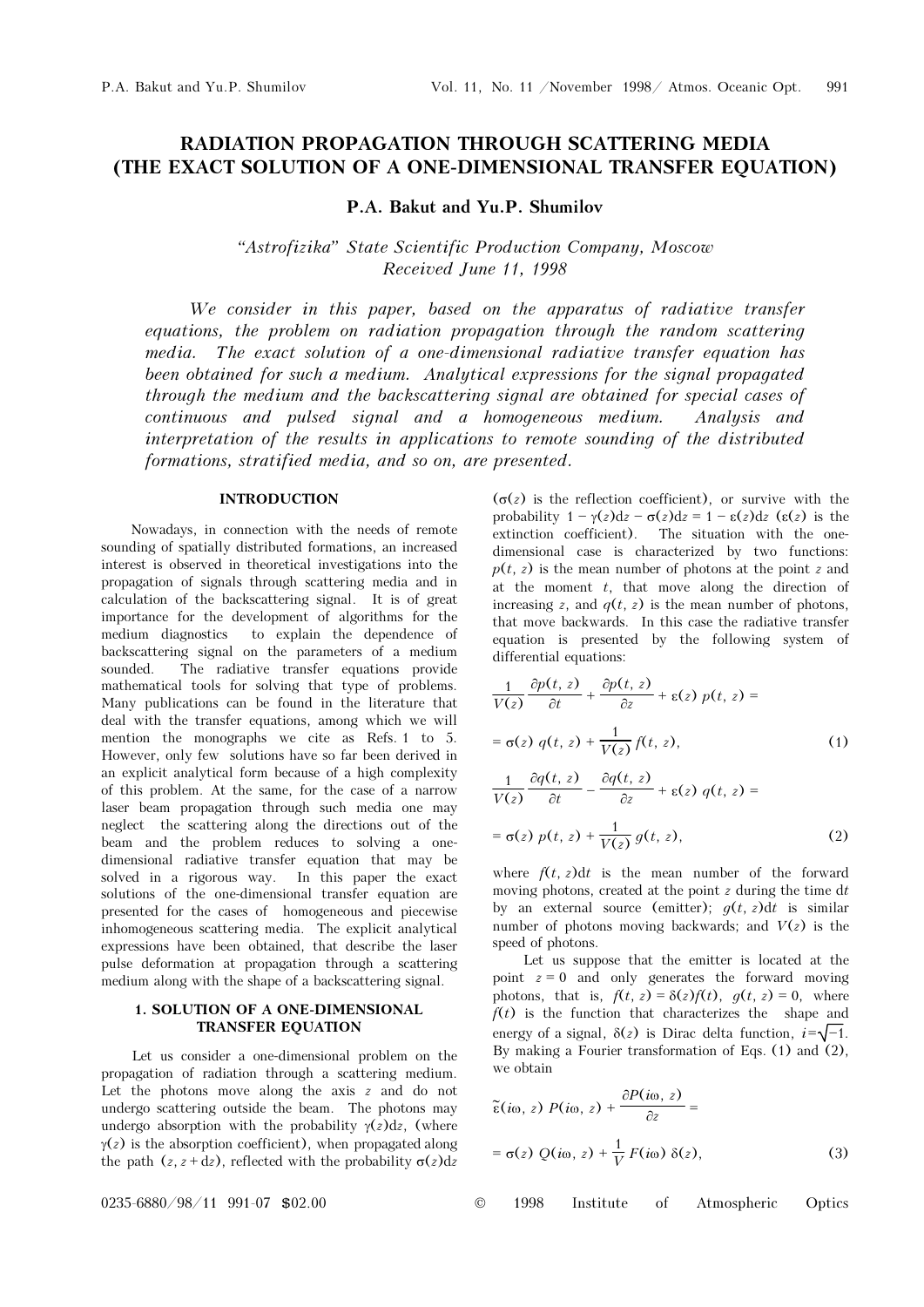# RADIATION PROPAGATION THROUGH SCATTERING MEDIA (THE EXACT SOLUTION OF A ONE-DIMENSIONAL TRANSFER EQUATION)

**P.A. Bakut and Yu.P. Shumilov**

*"Astrofizika" State Scientific Production Company, Moscow*
*Received June 11, 1998*

*We consider in this paper, based on the apparatus of radiative transfer equations, the problem on radiation propagation through the random scattering media. The exact solution of a one-dimensional radiative transfer equation has been obtained for such a medium. Analytical expressions for the signal propagated through the medium and the backscattering signal are obtained for special cases of continuous and pulsed signal and a homogeneous medium. Analysis and interpretation of the results in applications to remote sounding of the distributed formations, stratified media, and so on, are presented.*

## INTRODUCTION

Nowadays, in connection with the needs of remote sounding of spatially distributed formations, an increased interest is observed in theoretical investigations into the propagation of signals through scattering media and in calculation of the backscattering signal. It is of great importance for the development of algorithms for the medium diagnostics to explain the dependence of backscattering signal on the parameters of a medium sounded. The radiative transfer equations provide mathematical tools for solving that type of problems. Many publications can be found in the literature that deal with the transfer equations, among which we will mention the monographs we cite as Refs. 1 to 5. However, only few solutions have so far been derived in an explicit analytical form because of a high complexity of this problem. At the same, for the case of a narrow laser beam propagation through such media one may neglect the scattering along the directions out of the beam and the problem reduces to solving a one-dimensional radiative transfer equation that may be solved in a rigorous way. In this paper the exact solutions of the one-dimensional transfer equation are presented for the cases of homogeneous and piecewise inhomogeneous scattering media. The explicit analytical expressions have been obtained, that describe the laser pulse deformation at propagation through a scattering medium along with the shape of a backscattering signal.

## 1. SOLUTION OF A ONE-DIMENSIONAL TRANSFER EQUATION

Let us consider a one-dimensional problem on the propagation of radiation through a scattering medium. Let the photons move along the axis $z$ and do not undergo scattering outside the beam. The photons may undergo absorption with the probability $\gamma(z)\mathrm{d}z$, (where $\gamma(z)$ is the absorption coefficient), when propagated along the path $(z, z + \mathrm{d}z)$, reflected with the probability $\sigma(z)\mathrm{d}z$ ($\sigma(z)$ is the reflection coefficient), or survive with the probability $1 - \gamma(z)\mathrm{d}z - \sigma(z)\mathrm{d}z = 1 - \varepsilon(z)\mathrm{d}z$ ($\varepsilon(z)$ is the extinction coefficient). The situation with the one-dimensional case is characterized by two functions: $p(t, z)$ is the mean number of photons at the point $z$ and at the moment $t$, that move along the direction of increasing $z$, and $q(t, z)$ is the mean number of photons, that move backwards. In this case the radiative transfer equation is presented by the following system of differential equations:

$$\frac{1}{V(z)}\frac{\partial p(t, z)}{\partial t} + \frac{\partial p(t, z)}{\partial z} + \varepsilon(z)\, p(t, z) = \sigma(z)\, q(t, z) + \frac{1}{V(z)} f(t, z), \tag{1}$$

$$\frac{1}{V(z)}\frac{\partial q(t, z)}{\partial t} - \frac{\partial q(t, z)}{\partial z} + \varepsilon(z)\, q(t, z) = \sigma(z)\, p(t, z) + \frac{1}{V(z)} g(t, z), \tag{2}$$

where $f(t, z)\mathrm{d}t$ is the mean number of the forward moving photons, created at the point $z$ during the time $\mathrm{d}t$ by an external source (emitter); $g(t, z)\mathrm{d}t$ is similar number of photons moving backwards; and $V(z)$ is the speed of photons.

Let us suppose that the emitter is located at the point $z = 0$ and only generates the forward moving photons, that is, $f(t, z) = \delta(z)f(t)$, $g(t, z) = 0$, where $f(t)$ is the function that characterizes the shape and energy of a signal, $\delta(z)$ is Dirac delta function, $i=\sqrt{-1}$. By making a Fourier transformation of Eqs. (1) and (2), we obtain

$$\tilde{\varepsilon}(i\omega, z)\, P(i\omega, z) + \frac{\partial P(i\omega, z)}{\partial z} = \sigma(z)\, Q(i\omega, z) + \frac{1}{V} F(i\omega)\, \delta(z), \tag{3}$$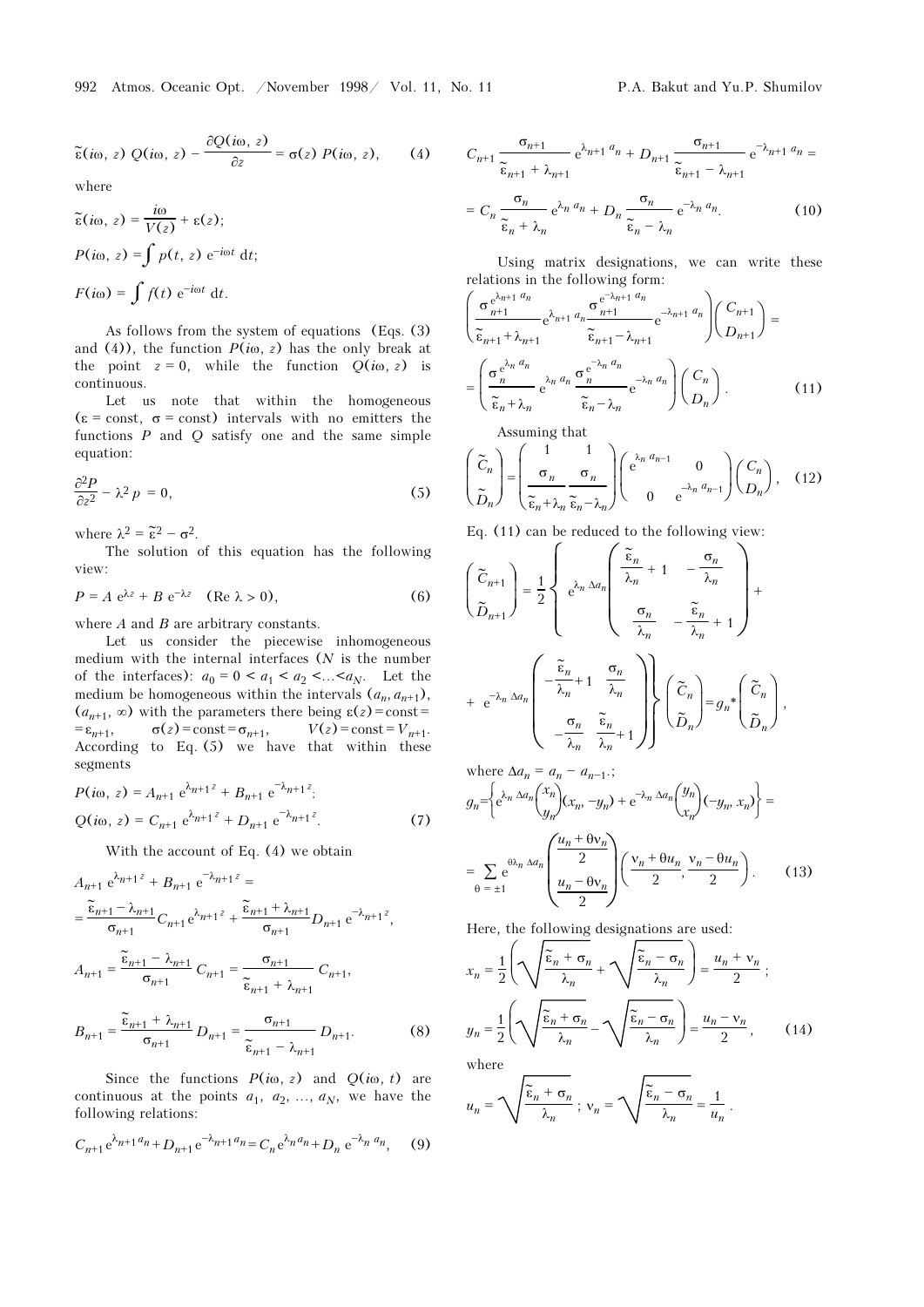$$\tilde{\varepsilon}(i\omega,\, z)\; Q(i\omega,\, z) - \frac{\partial Q(i\omega,\, z)}{\partial z} = \sigma(z)\; P(i\omega,\, z), \qquad (4)$$

where

$$\tilde{\varepsilon}(i\omega,\, z) = \frac{i\omega}{V(z)} + \varepsilon(z);$$

$$P(i\omega,\, z) = \int p(t,\, z)\; \mathrm{e}^{-i\omega t}\, \mathrm{d}t;$$

$$F(i\omega) = \int f(t)\; \mathrm{e}^{-i\omega t}\, \mathrm{d}t.$$

As follows from the system of equations (Eqs. (3) and (4)), the function $P(i\omega, z)$ has the only break at the point $z = 0$, while the function $Q(i\omega, z)$ is continuous.

Let us note that within the homogeneous ($\varepsilon = \mathrm{const}$, $\sigma = \mathrm{const}$) intervals with no emitters the functions $P$ and $Q$ satisfy one and the same simple equation:

$$\frac{\partial^2 P}{\partial z^2} - \lambda^2 p = 0, \qquad (5)$$

where $\lambda^2 = \tilde{\varepsilon}^2 - \sigma^2$.

The solution of this equation has the following view:

$$P = A\; \mathrm{e}^{\lambda z} + B\; \mathrm{e}^{-\lambda z} \quad (\mathrm{Re}\; \lambda > 0), \qquad (6)$$

where $A$ and $B$ are arbitrary constants.

Let us consider the piecewise inhomogeneous medium with the internal interfaces ($N$ is the number of the interfaces): $a_0 = 0 < a_1 < a_2 < \ldots < a_N$. Let the medium be homogeneous within the intervals $(a_n, a_{n+1})$, $(a_{n+1}, \infty)$ with the parameters there being $\varepsilon(z) = \mathrm{const} = \varepsilon_{n+1}$, $\sigma(z) = \mathrm{const} = \sigma_{n+1}$, $V(z) = \mathrm{const} = V_{n+1}$. According to Eq. (5) we have that within these segments

$$P(i\omega,\, z) = A_{n+1}\; \mathrm{e}^{\lambda_{n+1} z} + B_{n+1}\; \mathrm{e}^{-\lambda_{n+1} z};$$

$$Q(i\omega,\, z) = C_{n+1}\; \mathrm{e}^{\lambda_{n+1} z} + D_{n+1}\; \mathrm{e}^{-\lambda_{n+1} z}. \qquad (7)$$

With the account of Eq. (4) we obtain

$$A_{n+1}\; \mathrm{e}^{\lambda_{n+1} z} + B_{n+1}\; \mathrm{e}^{-\lambda_{n+1} z} =$$

$$= \frac{\tilde{\varepsilon}_{n+1} - \lambda_{n+1}}{\sigma_{n+1}} C_{n+1}\, \mathrm{e}^{\lambda_{n+1} z} + \frac{\tilde{\varepsilon}_{n+1} + \lambda_{n+1}}{\sigma_{n+1}} D_{n+1}\; \mathrm{e}^{-\lambda_{n+1} z},$$

$$A_{n+1} = \frac{\tilde{\varepsilon}_{n+1} - \lambda_{n+1}}{\sigma_{n+1}}\; C_{n+1} = \frac{\sigma_{n+1}}{\tilde{\varepsilon}_{n+1} + \lambda_{n+1}}\; C_{n+1},$$

$$B_{n+1} = \frac{\tilde{\varepsilon}_{n+1} + \lambda_{n+1}}{\sigma_{n+1}}\; D_{n+1} = \frac{\sigma_{n+1}}{\tilde{\varepsilon}_{n+1} - \lambda_{n+1}}\; D_{n+1}. \qquad (8)$$

Since the functions $P(i\omega, z)$ and $Q(i\omega, t)$ are continuous at the points $a_1, a_2, \ldots, a_N$, we have the following relations:

$$C_{n+1}\, \mathrm{e}^{\lambda_{n+1} a_n} + D_{n+1}\, \mathrm{e}^{-\lambda_{n+1} a_n} = C_n\, \mathrm{e}^{\lambda_n a_n} + D_n\; \mathrm{e}^{-\lambda_n a_n}, \qquad (9)$$

$$C_{n+1}\, \frac{\sigma_{n+1}}{\tilde{\varepsilon}_{n+1} + \lambda_{n+1}}\; \mathrm{e}^{\lambda_{n+1} a_n} + D_{n+1}\, \frac{\sigma_{n+1}}{\tilde{\varepsilon}_{n+1} - \lambda_{n+1}}\; \mathrm{e}^{-\lambda_{n+1} a_n} =$$

$$= C_n\, \frac{\sigma_n}{\tilde{\varepsilon}_n + \lambda_n}\; \mathrm{e}^{\lambda_n a_n} + D_n\, \frac{\sigma_n}{\tilde{\varepsilon}_n - \lambda_n}\; \mathrm{e}^{-\lambda_n a_n}. \qquad (10)$$

Using matrix designations, we can write these relations in the following form:

$$\begin{pmatrix} \mathrm{e}^{\lambda_{n+1} a_n} & \mathrm{e}^{-\lambda_{n+1} a_n} \\ \dfrac{\sigma_{n+1}}{\tilde{\varepsilon}_{n+1} + \lambda_{n+1}} \mathrm{e}^{\lambda_{n+1} a_n} & \dfrac{\sigma_{n+1}}{\tilde{\varepsilon}_{n+1} - \lambda_{n+1}} \mathrm{e}^{-\lambda_{n+1} a_n} \end{pmatrix} \begin{pmatrix} C_{n+1} \\ D_{n+1} \end{pmatrix} =$$

$$= \begin{pmatrix} \mathrm{e}^{\lambda_n a_n} & \mathrm{e}^{-\lambda_n a_n} \\ \dfrac{\sigma_n}{\tilde{\varepsilon}_n + \lambda_n}\, \mathrm{e}^{\lambda_n a_n} & \dfrac{\sigma_n}{\tilde{\varepsilon}_n - \lambda_n}\, \mathrm{e}^{-\lambda_n a_n} \end{pmatrix} \begin{pmatrix} C_n \\ D_n \end{pmatrix}. \qquad (11)$$

Assuming that

$$\begin{pmatrix} \tilde{C}_n \\ \tilde{D}_n \end{pmatrix} = \begin{pmatrix} 1 & 1 \\ \dfrac{\sigma_n}{\tilde{\varepsilon}_n + \lambda_n} & \dfrac{\sigma_n}{\tilde{\varepsilon}_n - \lambda_n} \end{pmatrix} \begin{pmatrix} \mathrm{e}^{\lambda_n a_{n-1}} & 0 \\ 0 & \mathrm{e}^{-\lambda_n a_{n-1}} \end{pmatrix} \begin{pmatrix} C_n \\ D_n \end{pmatrix}, \qquad (12)$$

Eq. (11) can be reduced to the following view:

$$\begin{pmatrix} \tilde{C}_{n+1} \\ \tilde{D}_{n+1} \end{pmatrix} = \frac{1}{2} \left\{ \mathrm{e}^{\lambda_n \Delta a_n} \begin{pmatrix} \dfrac{\tilde{\varepsilon}_n}{\lambda_n} + 1 & -\dfrac{\sigma_n}{\lambda_n} \\ \dfrac{\sigma_n}{\lambda_n} & -\dfrac{\tilde{\varepsilon}_n}{\lambda_n} + 1 \end{pmatrix} + \right.$$

$$\left. +\; \mathrm{e}^{-\lambda_n \Delta a_n} \begin{pmatrix} -\dfrac{\tilde{\varepsilon}_n}{\lambda_n} + 1 & \dfrac{\sigma_n}{\lambda_n} \\ -\dfrac{\sigma_n}{\lambda_n} & \dfrac{\tilde{\varepsilon}_n}{\lambda_n} + 1 \end{pmatrix} \right\} \begin{pmatrix} \tilde{C}_n \\ \tilde{D}_n \end{pmatrix} = g_n * \begin{pmatrix} \tilde{C}_n \\ \tilde{D}_n \end{pmatrix},$$

where $\Delta a_n = a_n - a_{n-1}$.;

$$g_n = \left\{ \mathrm{e}^{\lambda_n \Delta a_n} \begin{pmatrix} x_n \\ y_n \end{pmatrix} (x_n, -y_n) + \mathrm{e}^{-\lambda_n \Delta a_n} \begin{pmatrix} y_n \\ x_n \end{pmatrix} (-y_n, x_n) \right\} =$$

$$= \sum_{\theta = \pm 1} \mathrm{e}^{\theta \lambda_n \Delta a_n} \begin{pmatrix} \dfrac{u_n + \theta \nu_n}{2} \\ \dfrac{u_n - \theta \nu_n}{2} \end{pmatrix} \left( \frac{\nu_n + \theta u_n}{2},\, \frac{\nu_n - \theta u_n}{2} \right). \qquad (13)$$

Here, the following designations are used:

$$x_n = \frac{1}{2} \left( \sqrt{\frac{\tilde{\varepsilon}_n + \sigma_n}{\lambda_n}} + \sqrt{\frac{\tilde{\varepsilon}_n - \sigma_n}{\lambda_n}} \right) = \frac{u_n + \nu_n}{2};$$

$$y_n = \frac{1}{2} \left( \sqrt{\frac{\tilde{\varepsilon}_n + \sigma_n}{\lambda_n}} - \sqrt{\frac{\tilde{\varepsilon}_n - \sigma_n}{\lambda_n}} \right) = \frac{u_n - \nu_n}{2}, \qquad (14)$$

where

$$u_n = \sqrt{\frac{\tilde{\varepsilon}_n + \sigma_n}{\lambda_n}};\; \nu_n = \sqrt{\frac{\tilde{\varepsilon}_n - \sigma_n}{\lambda_n}} = \frac{1}{u_n}.$$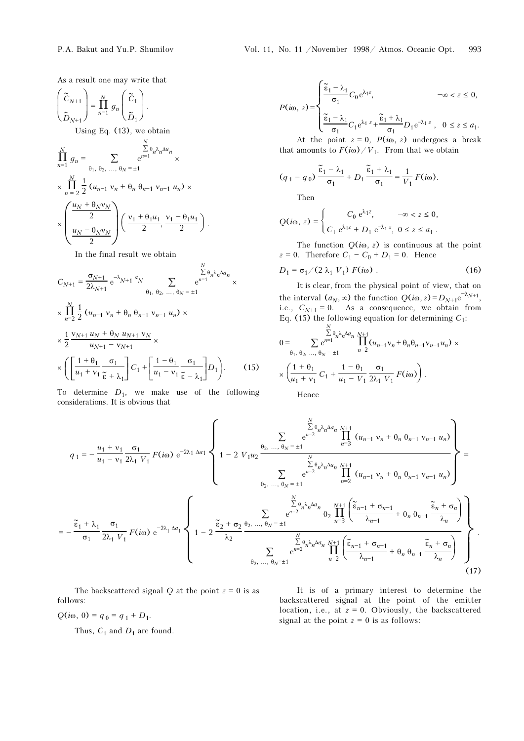As a result one may write that

$$\begin{pmatrix} \tilde{C}_{N+1} \\ \tilde{D}_{N+1} \end{pmatrix} = \prod_{n=1}^{N} g_n \begin{pmatrix} \tilde{C}_1 \\ \tilde{D}_1 \end{pmatrix}.$$

Using Eq. (13), we obtain

$$\prod_{n=1}^{N} g_n = \sum_{\theta_1, \theta_2, \ldots, \theta_N = \pm 1} e^{\sum\limits_{n=1}^{N} \theta_n \lambda_n \Delta a_n} \times \prod_{n=2}^{N} \frac{1}{2} (u_{n-1} \, v_n + \theta_n \, \theta_{n-1} \, v_{n-1} \, u_n) \times \begin{pmatrix} \dfrac{u_N + \theta_N v_N}{2} \\ \dfrac{u_N - \theta_N v_N}{2} \end{pmatrix} \left( \frac{v_1 + \theta_1 u_1}{2}, \frac{v_1 - \theta_1 u_1}{2} \right).$$

In the final result we obtain

$$C_{N+1} = \frac{\sigma_{N+1}}{2\lambda_{N+1}} e^{-\lambda_{N+1} a_N} \sum_{\theta_1, \theta_2, \ldots, \theta_N = \pm 1} e^{\sum\limits_{n=1}^{N} \theta_n \lambda_n \Delta a_n} \times \prod_{n=2}^{N} \frac{1}{2} (u_{n-1} \, v_n + \theta_n \, \theta_{n-1} \, v_{n-1} \, u_n) \times \frac{1}{2} \frac{v_{N+1} \, u_N + \theta_N \, u_{N+1} \, v_N}{u_{N+1} - v_{N+1}} \times \left( \left[ \frac{1 + \theta_1}{u_1 + v_1} \frac{\sigma_1}{\tilde{\varepsilon} + \lambda_1} \right] C_1 + \left[ \frac{1 - \theta_1}{u_1 - v_1} \frac{\sigma_1}{\tilde{\varepsilon} - \lambda_1} \right] D_1 \right). \quad (15)$$

To determine $D_1$, we make use of the following considerations. It is obvious that

$$P(i\omega, z) = \begin{cases} \dfrac{\tilde{\varepsilon}_1 - \lambda_1}{\sigma_1} C_0 \, e^{\lambda_1 z}, & -\infty < z \le 0, \\[2ex] \dfrac{\tilde{\varepsilon}_1 - \lambda_1}{\sigma_1} C_1 e^{\lambda_1 z} + \dfrac{\tilde{\varepsilon}_1 + \lambda_1}{\sigma_1} D_1 e^{-\lambda_1 z}, & 0 \le z \le a_1. \end{cases}$$

At the point $z = 0$, $P(i\omega, z)$ undergoes a break that amounts to $F(i\omega) / V_1$. From that we obtain

$$(q_1 - q_0) \frac{\tilde{\varepsilon}_1 - \lambda_1}{\sigma_1} + D_1 \frac{\tilde{\varepsilon}_1 + \lambda_1}{\sigma_1} = \frac{1}{V_1} F(i\omega).$$

Then

$$Q(i\omega, z) = \begin{cases} C_0 \, e^{\lambda_1 z}, & -\infty < z \le 0, \\ C_1 \, e^{\lambda_1 z} + D_1 \, e^{-\lambda_1 z}, & 0 \le z \le a_1. \end{cases}$$

The function $Q(i\omega, z)$ is continuous at the point $z = 0$. Therefore $C_1 - C_0 + D_1 = 0$. Hence

$$D_1 = \sigma_1 / (2 \lambda_1 V_1) F(i\omega). \quad (16)$$

It is clear, from the physical point of view, that on the interval $(a_N, \infty)$ the function $Q(i\omega, z) = D_{N+1} e^{-\lambda_{N+1}}$, i.e., $C_{N+1} = 0$. As a consequence, we obtain from Eq. (15) the following equation for determining $C_1$:

$$0 = \sum_{\theta_1, \theta_2, \ldots, \theta_N = \pm 1} e^{\sum\limits_{n=1}^{N} \theta_n \lambda_n \Delta a_n} \prod_{n=2}^{N+1} (u_{n-1} v_n + \theta_n \theta_{n-1} v_{n-1} u_n) \times \left( \frac{1 + \theta_1}{u_1 + v_1} C_1 + \frac{1 - \theta_1}{u_1 - V_1} \frac{\sigma_1}{2\lambda_1 V_1} F(i\omega) \right).$$

Hence

$$q_1 = -\frac{u_1 + v_1}{u_1 - v_1} \frac{\sigma_1}{2\lambda_1 V_1} F(i\omega) \, e^{-2\lambda_1 \Delta a_1} \left\{ 1 - 2 \, V_1 u_2 \frac{\sum\limits_{\theta_2, \ldots, \theta_N = \pm 1} e^{\sum\limits_{n=2}^{N} \theta_n \lambda_n \Delta a_n} \prod\limits_{n=3}^{N+1} (u_{n-1} \, v_n + \theta_n \, \theta_{n-1} \, v_{n-1} \, u_n)}{\sum\limits_{\theta_2, \ldots, \theta_N = \pm 1} e^{\sum\limits_{n=2}^{N} \theta_n \lambda_n \Delta a_n} \prod\limits_{n=2}^{N+1} (u_{n-1} \, v_n + \theta_n \, \theta_{n-1} \, v_{n-1} \, u_n)} \right\} =$$

$$= -\frac{\tilde{\varepsilon}_1 + \lambda_1}{\sigma_1} \frac{\sigma_1}{2\lambda_1 V_1} F(i\omega) \, e^{-2\lambda_1 \Delta a_1} \left\{ 1 - 2 \frac{\tilde{\varepsilon}_2 + \sigma_2}{\lambda_2} \frac{\sum\limits_{\theta_2, \ldots, \theta_N = \pm 1} e^{\sum\limits_{n=2}^{N} \theta_n \lambda_n \Delta a_n} \theta_2 \prod\limits_{n=3}^{N+1} \left( \dfrac{\tilde{\varepsilon}_{n-1} + \sigma_{n-1}}{\lambda_{n-1}} + \theta_n \, \theta_{n-1} \dfrac{\tilde{\varepsilon}_n + \sigma_n}{\lambda_n} \right)}{\sum\limits_{\theta_2, \ldots, \theta_N = \pm 1} e^{\sum\limits_{n=2}^{N} \theta_n \lambda_n \Delta a_n} \prod\limits_{n=2}^{N+1} \left( \dfrac{\tilde{\varepsilon}_{n-1} + \sigma_{n-1}}{\lambda_{n-1}} + \theta_n \, \theta_{n-1} \dfrac{\tilde{\varepsilon}_n + \sigma_n}{\lambda_n} \right)} \right\}. \quad (17)$$

The backscattered signal $Q$ at the point $z = 0$ is as follows:

$$Q(i\omega, 0) = q_0 = q_1 + D_1.$$

Thus, $C_1$ and $D_1$ are found.

It is of a primary interest to determine the backscattered signal at the point of the emitter location, i.e., at $z = 0$. Obviously, the backscattered signal at the point $z = 0$ is as follows: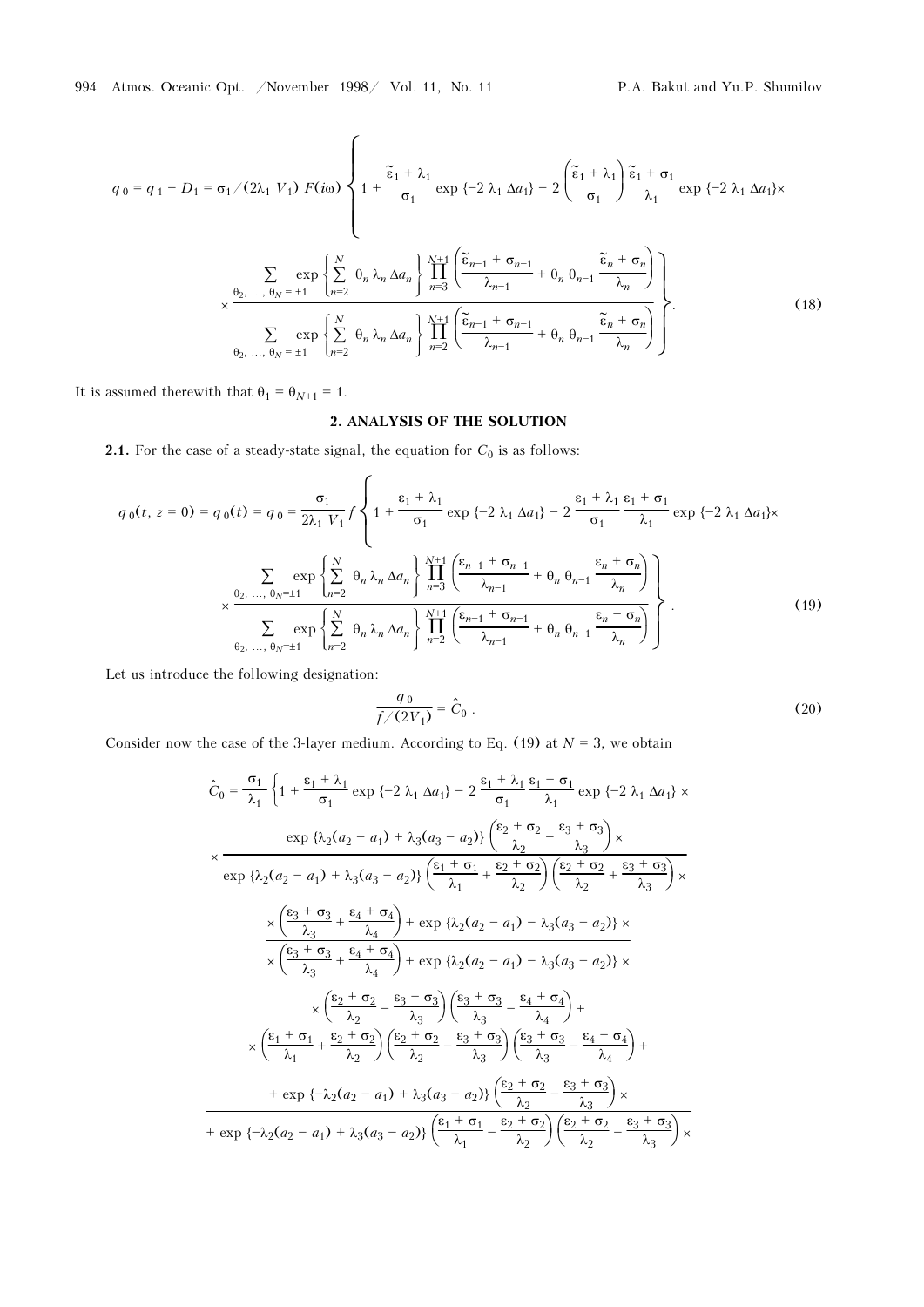$$q_0 = q_1 + D_1 = \sigma_1 / (2\lambda_1 V_1)\, F(i\omega) \left\{ 1 + \frac{\tilde{\varepsilon}_1 + \lambda_1}{\sigma_1} \exp\{-2\lambda_1 \Delta a_1\} - 2\left(\frac{\tilde{\varepsilon}_1 + \lambda_1}{\sigma_1}\right) \frac{\tilde{\varepsilon}_1 + \sigma_1}{\lambda_1} \exp\{-2\lambda_1 \Delta a_1\} \times \right.$$

$$\left. \times \frac{\sum\limits_{\theta_2, \ldots, \theta_N = \pm 1} \exp\left\{ \sum\limits_{n=2}^{N} \theta_n \lambda_n \Delta a_n \right\} \prod\limits_{n=3}^{N+1} \left( \frac{\tilde{\varepsilon}_{n-1} + \sigma_{n-1}}{\lambda_{n-1}} + \theta_n \theta_{n-1} \frac{\tilde{\varepsilon}_n + \sigma_n}{\lambda_n} \right)}{\sum\limits_{\theta_2, \ldots, \theta_N = \pm 1} \exp\left\{ \sum\limits_{n=2}^{N} \theta_n \lambda_n \Delta a_n \right\} \prod\limits_{n=2}^{N+1} \left( \frac{\tilde{\varepsilon}_{n-1} + \sigma_{n-1}}{\lambda_{n-1}} + \theta_n \theta_{n-1} \frac{\tilde{\varepsilon}_n + \sigma_n}{\lambda_n} \right)} \right\}. \tag{18}$$

It is assumed therewith that $\theta_1 = \theta_{N+1} = 1$.

## 2. ANALYSIS OF THE SOLUTION

**2.1.** For the case of a steady-state signal, the equation for $C_0$ is as follows:

$$q_0(t, z=0) = q_0(t) = q_0 = \frac{\sigma_1}{2\lambda_1 V_1} f \left\{ 1 + \frac{\varepsilon_1 + \lambda_1}{\sigma_1} \exp\{-2\lambda_1 \Delta a_1\} - 2\, \frac{\varepsilon_1 + \lambda_1}{\sigma_1} \frac{\varepsilon_1 + \sigma_1}{\lambda_1} \exp\{-2\lambda_1 \Delta a_1\} \times \right.$$

$$\left. \times \frac{\sum\limits_{\theta_2, \ldots, \theta_N = \pm 1} \exp\left\{ \sum\limits_{n=2}^{N} \theta_n \lambda_n \Delta a_n \right\} \prod\limits_{n=3}^{N+1} \left( \frac{\varepsilon_{n-1} + \sigma_{n-1}}{\lambda_{n-1}} + \theta_n \theta_{n-1} \frac{\varepsilon_n + \sigma_n}{\lambda_n} \right)}{\sum\limits_{\theta_2, \ldots, \theta_N = \pm 1} \exp\left\{ \sum\limits_{n=2}^{N} \theta_n \lambda_n \Delta a_n \right\} \prod\limits_{n=2}^{N+1} \left( \frac{\varepsilon_{n-1} + \sigma_{n-1}}{\lambda_{n-1}} + \theta_n \theta_{n-1} \frac{\varepsilon_n + \sigma_n}{\lambda_n} \right)} \right\}. \tag{19}$$

Let us introduce the following designation:

$$\frac{q_0}{f/(2V_1)} = \hat{C}_0 \,. \tag{20}$$

Consider now the case of the 3-layer medium. According to Eq. (19) at $N = 3$, we obtain

$$\hat{C}_0 = \frac{\sigma_1}{\lambda_1} \left\{ 1 + \frac{\varepsilon_1 + \lambda_1}{\sigma_1} \exp\{-2\lambda_1 \Delta a_1\} - 2\, \frac{\varepsilon_1 + \lambda_1}{\sigma_1} \frac{\varepsilon_1 + \sigma_1}{\lambda_1} \exp\{-2\lambda_1 \Delta a_1\} \times \right.$$

$$\times \frac{\exp\{\lambda_2(a_2 - a_1) + \lambda_3(a_3 - a_2)\} \left( \frac{\varepsilon_2 + \sigma_2}{\lambda_2} + \frac{\varepsilon_3 + \sigma_3}{\lambda_3} \right) \times}{\exp\{\lambda_2(a_2 - a_1) + \lambda_3(a_3 - a_2)\} \left( \frac{\varepsilon_1 + \sigma_1}{\lambda_1} + \frac{\varepsilon_2 + \sigma_2}{\lambda_2} \right) \left( \frac{\varepsilon_2 + \sigma_2}{\lambda_2} + \frac{\varepsilon_3 + \sigma_3}{\lambda_3} \right) \times}$$

$$\frac{\times \left( \frac{\varepsilon_3 + \sigma_3}{\lambda_3} + \frac{\varepsilon_4 + \sigma_4}{\lambda_4} \right) + \exp\{\lambda_2(a_2 - a_1) - \lambda_3(a_3 - a_2)\} \times}{\times \left( \frac{\varepsilon_3 + \sigma_3}{\lambda_3} + \frac{\varepsilon_4 + \sigma_4}{\lambda_4} \right) + \exp\{\lambda_2(a_2 - a_1) - \lambda_3(a_3 - a_2)\} \times}$$

$$\frac{\times \left( \frac{\varepsilon_2 + \sigma_2}{\lambda_2} - \frac{\varepsilon_3 + \sigma_3}{\lambda_3} \right) \left( \frac{\varepsilon_3 + \sigma_3}{\lambda_3} - \frac{\varepsilon_4 + \sigma_4}{\lambda_4} \right) +}{\times \left( \frac{\varepsilon_1 + \sigma_1}{\lambda_1} + \frac{\varepsilon_2 + \sigma_2}{\lambda_2} \right) \left( \frac{\varepsilon_2 + \sigma_2}{\lambda_2} - \frac{\varepsilon_3 + \sigma_3}{\lambda_3} \right) \left( \frac{\varepsilon_3 + \sigma_3}{\lambda_3} - \frac{\varepsilon_4 + \sigma_4}{\lambda_4} \right) +}$$

$$\frac{+ \exp\{-\lambda_2(a_2 - a_1) + \lambda_3(a_3 - a_2)\} \left( \frac{\varepsilon_2 + \sigma_2}{\lambda_2} - \frac{\varepsilon_3 + \sigma_3}{\lambda_3} \right) \times}{+ \exp\{-\lambda_2(a_2 - a_1) + \lambda_3(a_3 - a_2)\} \left( \frac{\varepsilon_1 + \sigma_1}{\lambda_1} - \frac{\varepsilon_2 + \sigma_2}{\lambda_2} \right) \left( \frac{\varepsilon_2 + \sigma_2}{\lambda_2} - \frac{\varepsilon_3 + \sigma_3}{\lambda_3} \right) \times}$$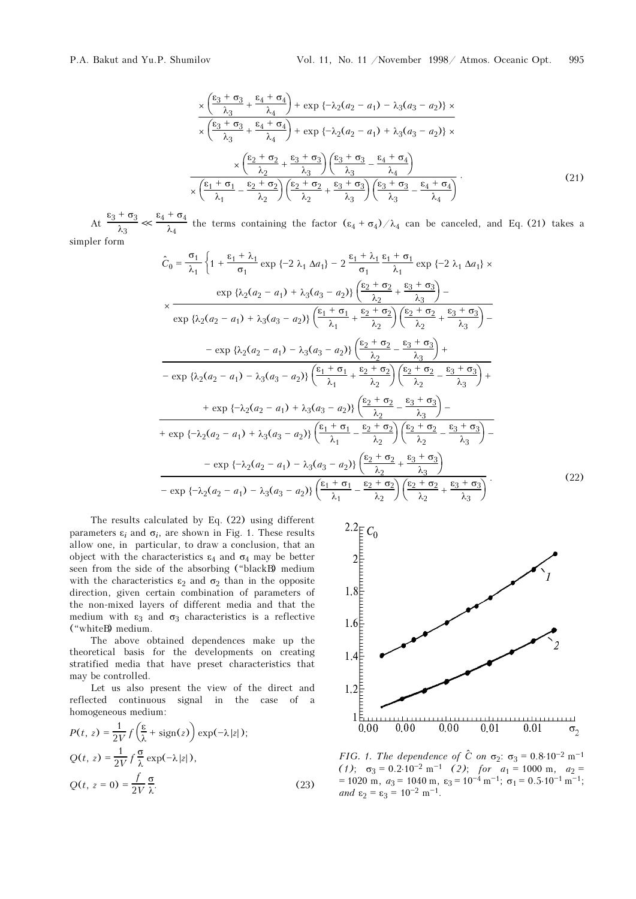$$
\frac{\times\left(\frac{\varepsilon_3+\sigma_3}{\lambda_3}+\frac{\varepsilon_4+\sigma_4}{\lambda_4}\right)+\exp\{-\lambda_2(a_2-a_1)-\lambda_3(a_3-a_2)\}\times}{\times\left(\frac{\varepsilon_3+\sigma_3}{\lambda_3}+\frac{\varepsilon_4+\sigma_4}{\lambda_4}\right)+\exp\{-\lambda_2(a_2-a_1)+\lambda_3(a_3-a_2)\}\times}
$$

$$
\frac{\times\left(\frac{\varepsilon_2+\sigma_2}{\lambda_2}+\frac{\varepsilon_3+\sigma_3}{\lambda_3}\right)\left(\frac{\varepsilon_3+\sigma_3}{\lambda_3}-\frac{\varepsilon_4+\sigma_4}{\lambda_4}\right)}{\times\left(\frac{\varepsilon_1+\sigma_1}{\lambda_1}-\frac{\varepsilon_2+\sigma_2}{\lambda_2}\right)\left(\frac{\varepsilon_2+\sigma_2}{\lambda_2}+\frac{\varepsilon_3+\sigma_3}{\lambda_3}\right)\left(\frac{\varepsilon_3+\sigma_3}{\lambda_3}-\frac{\varepsilon_4+\sigma_4}{\lambda_4}\right)}. \tag{21}
$$

At $\frac{\varepsilon_3+\sigma_3}{\lambda_3} \ll \frac{\varepsilon_4+\sigma_4}{\lambda_4}$ the terms containing the factor $(\varepsilon_4+\sigma_4)/\lambda_4$ can be canceled, and Eq. (21) takes a simpler form

$$
\hat{C}_0=\frac{\sigma_1}{\lambda_1}\left\{1+\frac{\varepsilon_1+\lambda_1}{\sigma_1}\exp\{-2\lambda_1\Delta a_1\}-2\,\frac{\varepsilon_1+\lambda_1}{\sigma_1}\frac{\varepsilon_1+\sigma_1}{\lambda_1}\exp\{-2\lambda_1\Delta a_1\}\times\right.
$$

$$
\times\frac{\exp\{\lambda_2(a_2-a_1)+\lambda_3(a_3-a_2)\}\left(\frac{\varepsilon_2+\sigma_2}{\lambda_2}+\frac{\varepsilon_3+\sigma_3}{\lambda_3}\right)-}{\exp\{\lambda_2(a_2-a_1)+\lambda_3(a_3-a_2)\}\left(\frac{\varepsilon_1+\sigma_1}{\lambda_1}+\frac{\varepsilon_2+\sigma_2}{\lambda_2}\right)\left(\frac{\varepsilon_2+\sigma_2}{\lambda_2}+\frac{\varepsilon_3+\sigma_3}{\lambda_3}\right)-}
$$

$$
\frac{-\exp\{\lambda_2(a_2-a_1)-\lambda_3(a_3-a_2)\}\left(\frac{\varepsilon_2+\sigma_2}{\lambda_2}-\frac{\varepsilon_3+\sigma_3}{\lambda_3}\right)+}{-\exp\{\lambda_2(a_2-a_1)-\lambda_3(a_3-a_2)\}\left(\frac{\varepsilon_1+\sigma_1}{\lambda_1}+\frac{\varepsilon_2+\sigma_2}{\lambda_2}\right)\left(\frac{\varepsilon_2+\sigma_2}{\lambda_2}-\frac{\varepsilon_3+\sigma_3}{\lambda_3}\right)+}
$$

$$
\frac{+\exp\{-\lambda_2(a_2-a_1)+\lambda_3(a_3-a_2)\}\left(\frac{\varepsilon_2+\sigma_2}{\lambda_2}-\frac{\varepsilon_3+\sigma_3}{\lambda_3}\right)-}{+\exp\{-\lambda_2(a_2-a_1)+\lambda_3(a_3-a_2)\}\left(\frac{\varepsilon_1+\sigma_1}{\lambda_1}-\frac{\varepsilon_2+\sigma_2}{\lambda_2}\right)\left(\frac{\varepsilon_2+\sigma_2}{\lambda_2}-\frac{\varepsilon_3+\sigma_3}{\lambda_3}\right)-}
$$

$$
\frac{-\exp\{-\lambda_2(a_2-a_1)-\lambda_3(a_3-a_2)\}\left(\frac{\varepsilon_2+\sigma_2}{\lambda_2}+\frac{\varepsilon_3+\sigma_3}{\lambda_3}\right)}{-\exp\{-\lambda_2(a_2-a_1)-\lambda_3(a_3-a_2)\}\left(\frac{\varepsilon_1+\sigma_1}{\lambda_1}-\frac{\varepsilon_2+\sigma_2}{\lambda_2}\right)\left(\frac{\varepsilon_2+\sigma_2}{\lambda_2}+\frac{\varepsilon_3+\sigma_3}{\lambda_3}\right)}. \tag{22}
$$

The results calculated by Eq. (22) using different parameters $\varepsilon_i$ and $\sigma_i$, are shown in Fig. 1. These results allow one, in particular, to draw a conclusion, that an object with the characteristics $\varepsilon_4$ and $\sigma_4$ may be better seen from the side of the absorbing ("black") medium with the characteristics $\varepsilon_2$ and $\sigma_2$ than in the opposite direction, given certain combination of parameters of the non-mixed layers of different media and that the medium with $\varepsilon_3$ and $\sigma_3$ characteristics is a reflective ("white") medium.

The above obtained dependences make up the theoretical basis for the developments on creating stratified media that have preset characteristics that may be controlled.

Let us also present the view of the direct and reflected continuous signal in the case of a homogeneous medium:

$$
P(t,\,z)=\frac{1}{2V}\,f\left(\frac{\varepsilon}{\lambda}+\mathrm{sign}(z)\right)\exp(-\lambda\,|z|);
$$

$$
Q(t,\,z)=\frac{1}{2V}\,f\,\frac{\sigma}{\lambda}\exp(-\lambda\,|z|),
$$

$$
Q(t,\,z=0)=\frac{f}{2V}\,\frac{\sigma}{\lambda}. \tag{23}
$$

*FIG. 1. The dependence of $\hat{C}$ on $\sigma_2$: $\sigma_3 = 0.8\cdot 10^{-2}$ m$^{-1}$ (1); $\sigma_3 = 0.2\cdot 10^{-2}$ m$^{-1}$ (2); for $a_1 = 1000$ m, $a_2 = 1020$ m, $a_3 = 1040$ m, $\varepsilon_3 = 10^{-4}$ m$^{-1}$; $\sigma_1 = 0.5\cdot 10^{-1}$ m$^{-1}$; and $\varepsilon_2 = \varepsilon_3 = 10^{-2}$ m$^{-1}$.*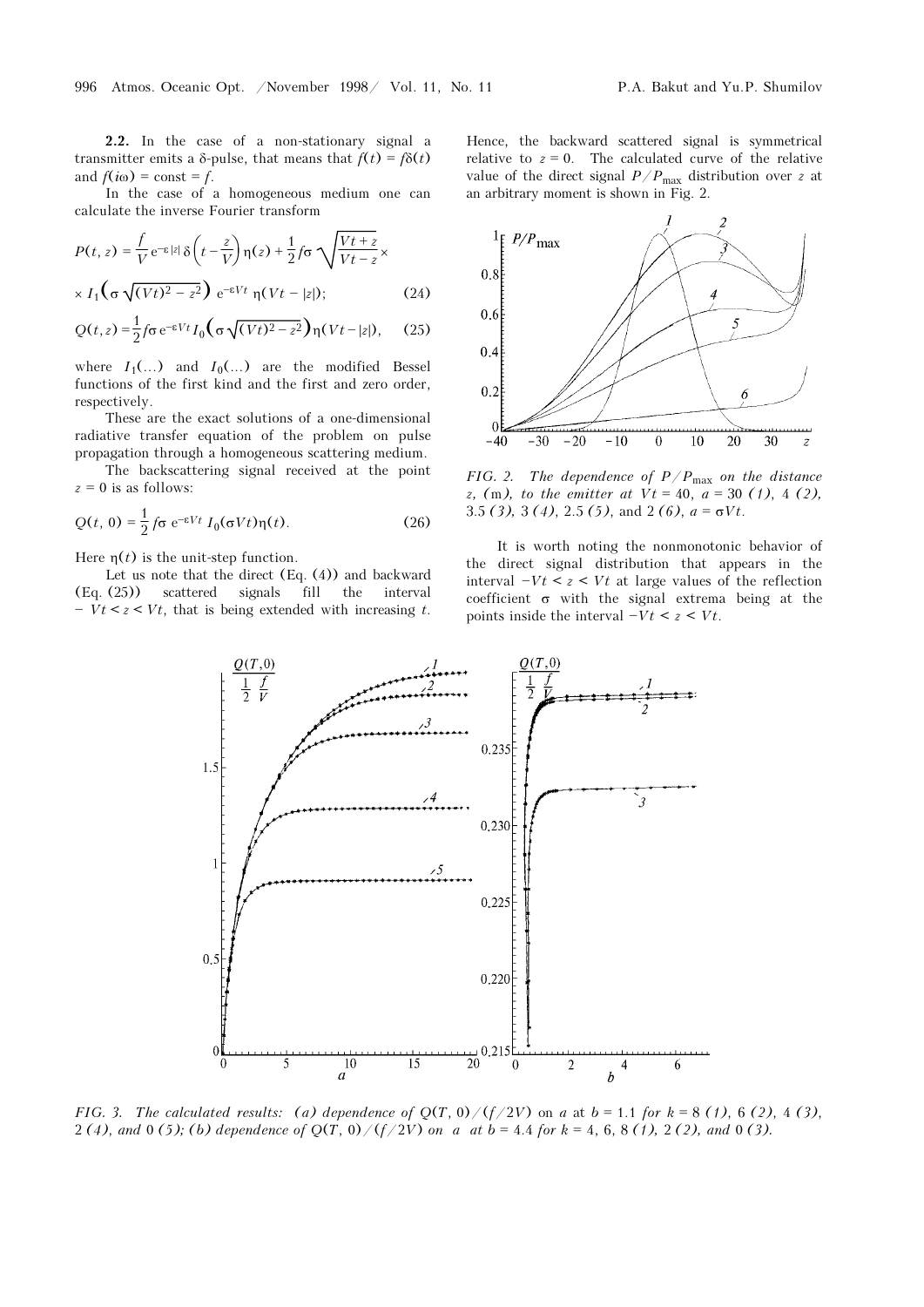**2.2.** In the case of a non-stationary signal a transmitter emits a δ-pulse, that means that $f(t) = f\delta(t)$ and $f(i\omega) = \text{const} = f$.

In the case of a homogeneous medium one can calculate the inverse Fourier transform

$$P(t, z) = \frac{f}{V} e^{-\varepsilon|z|} \delta\left(t - \frac{z}{V}\right) \eta(z) + \frac{1}{2} f\sigma \sqrt{\frac{Vt + z}{Vt - z}} \times$$

$$\times I_1\left(\sigma \sqrt{(Vt)^2 - z^2}\right) e^{-\varepsilon Vt} \eta(Vt - |z|); \qquad (24)$$

$$Q(t, z) = \frac{1}{2} f\sigma e^{-\varepsilon Vt} I_0\left(\sigma \sqrt{(Vt)^2 - z^2}\right) \eta(Vt - |z|), \qquad (25)$$

where $I_1(...)$ and $I_0(...)$ are the modified Bessel functions of the first kind and the first and zero order, respectively.

These are the exact solutions of a one-dimensional radiative transfer equation of the problem on pulse propagation through a homogeneous scattering medium.

The backscattering signal received at the point $z = 0$ is as follows:

$$Q(t, 0) = \frac{1}{2} f\sigma e^{-\varepsilon Vt} I_0(\sigma Vt) \eta(t). \qquad (26)$$

Here $\eta(t)$ is the unit-step function.

Let us note that the direct (Eq. (4)) and backward (Eq. (25)) scattered signals fill the interval $-Vt < z < Vt$, that is being extended with increasing $t$. Hence, the backward scattered signal is symmetrical relative to $z = 0$. The calculated curve of the relative value of the direct signal $P/P_{max}$ distribution over $z$ at an arbitrary moment is shown in Fig. 2.

*FIG. 2. The dependence of $P/P_{max}$ on the distance $z$, (m), to the emitter at $Vt = 40$, $a = 30$ (1), 4 (2), 3.5 (3), 3 (4), 2.5 (5), and 2 (6), $a = \sigma Vt$.*

It is worth noting the nonmonotonic behavior of the direct signal distribution that appears in the interval $-Vt < z < Vt$ at large values of the reflection coefficient $\sigma$ with the signal extrema being at the points inside the interval $-Vt < z < Vt$.

*FIG. 3. The calculated results: (a) dependence of $Q(T, 0)/(f/2V)$ on $a$ at $b = 1.1$ for $k = 8$ (1), 6 (2), 4 (3), 2 (4), and 0 (5); (b) dependence of $Q(T, 0)/(f/2V)$ on $a$ at $b = 4.4$ for $k = 4$, 6, 8 (1), 2 (2), and 0 (3).*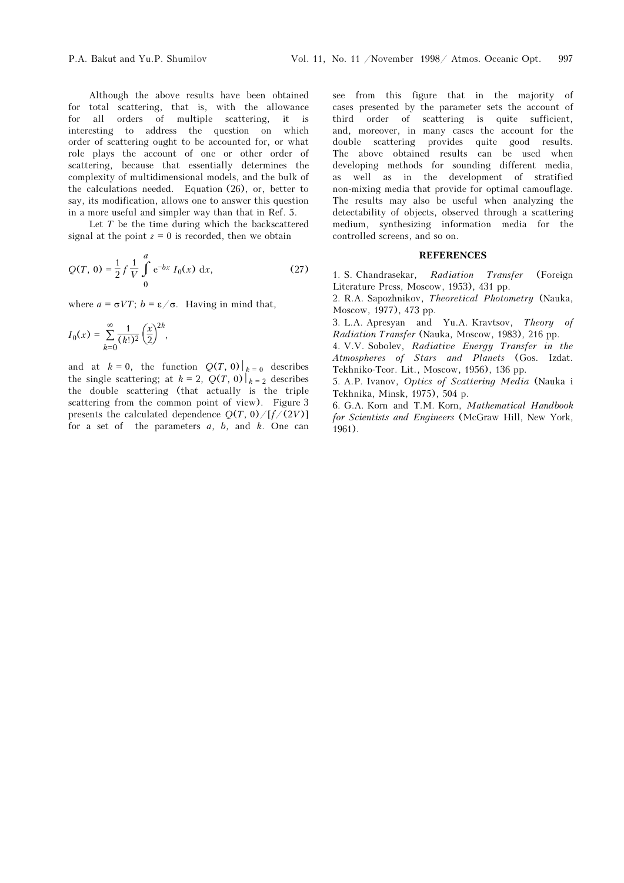Although the above results have been obtained for total scattering, that is, with the allowance for all orders of multiple scattering, it is interesting to address the question on which order of scattering ought to be accounted for, or what role plays the account of one or other order of scattering, because that essentially determines the complexity of multidimensional models, and the bulk of the calculations needed. Equation (26), or, better to say, its modification, allows one to answer this question in a more useful and simpler way than that in Ref. 5.

Let $T$ be the time during which the backscattered signal at the point $z = 0$ is recorded, then we obtain

$$Q(T, 0) = \frac{1}{2} f \frac{1}{V} \int_0^a e^{-bx} I_0(x) \, dx, \tag{27}$$

where $a = \sigma VT$; $b = \varepsilon / \sigma$. Having in mind that,

$$I_0(x) = \sum_{k=0}^{\infty} \frac{1}{(k!)^2} \left(\frac{x}{2}\right)^{2k},$$

and at $k = 0$, the function $Q(T, 0)\big|_{k=0}$ describes the single scattering; at $k = 2$, $Q(T, 0)\big|_{k=2}$ describes the double scattering (that actually is the triple scattering from the common point of view). Figure 3 presents the calculated dependence $Q(T, 0)/[f/(2V)]$ for a set of the parameters $a$, $b$, and $k$. One can see from this figure that in the majority of cases presented by the parameter sets the account of third order of scattering is quite sufficient, and, moreover, in many cases the account for the double scattering provides quite good results. The above obtained results can be used when developing methods for sounding different media, as well as in the development of stratified non-mixing media that provide for optimal camouflage. The results may also be useful when analyzing the detectability of objects, observed through a scattering medium, synthesizing information media for the controlled screens, and so on.

## REFERENCES

1. S. Chandrasekar, *Radiation Transfer* (Foreign Literature Press, Moscow, 1953), 431 pp.
2. R.A. Sapozhnikov, *Theoretical Photometry* (Nauka, Moscow, 1977), 473 pp.
3. L.A. Apresyan and Yu.A. Kravtsov, *Theory of Radiation Transfer* (Nauka, Moscow, 1983), 216 pp.
4. V.V. Sobolev, *Radiative Energy Transfer in the Atmospheres of Stars and Planets* (Gos. Izdat. Tekhniko-Teor. Lit., Moscow, 1956), 136 pp.
5. A.P. Ivanov, *Optics of Scattering Media* (Nauka i Tekhnika, Minsk, 1975), 504 p.
6. G.A. Korn and T.M. Korn, *Mathematical Handbook for Scientists and Engineers* (McGraw Hill, New York, 1961).